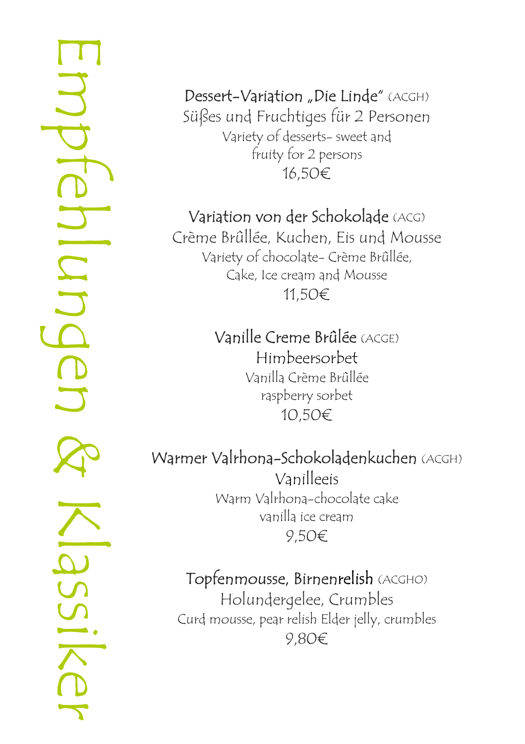# Empfehlungen & Klassiker

**Dessert-Variation „Die Linde"** (ACGH)
Süßes und Fruchtiges für 2 Personen
Variety of desserts- sweet and fruity for 2 persons
16,50€

**Variation von der Schokolade** (ACG)
Crème Brûllée, Kuchen, Eis und Mousse
Variety of chocolate- Crème Brûllée, Cake, Ice cream and Mousse
11,50€

**Vanille Creme Brûlée** (ACGE)
Himbeersorbet
Vanilla Crème Brûllée raspberry sorbet
10,50€

**Warmer Valrhona-Schokoladenkuchen** (ACGH)
Vanilleeis
Warm Valrhona-chocolate cake vanilla ice cream
9,50€

**Topfenmousse, Birnenrelish** (ACGHO)
Holundergelee, Crumbles
Curd mousse, pear relish Elder jelly, crumbles
9,80€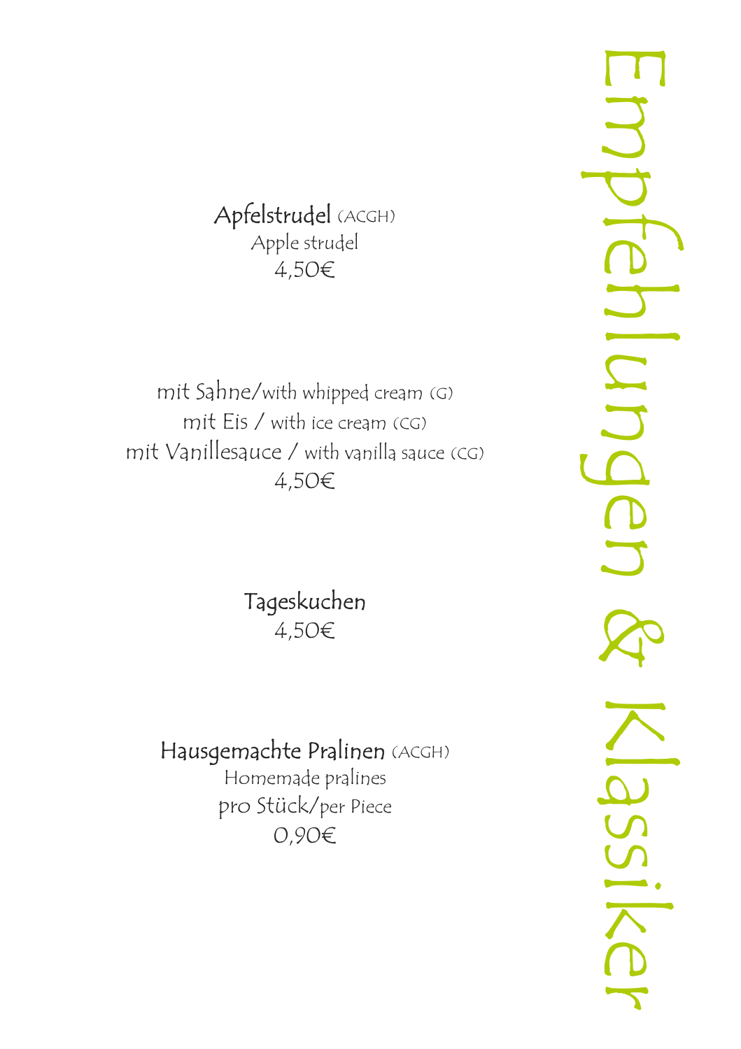# Empfehlungen & Klassiker

**Apfelstrudel** (ACGH)
Apple strudel
4,50€

mit Sahne/with whipped cream (G)
mit Eis / with ice cream (CG)
mit Vanillesauce / with vanilla sauce (CG)
4,50€

**Tageskuchen**
4,50€

**Hausgemachte Pralinen** (ACGH)
Homemade pralines
pro Stück/per Piece
0,90€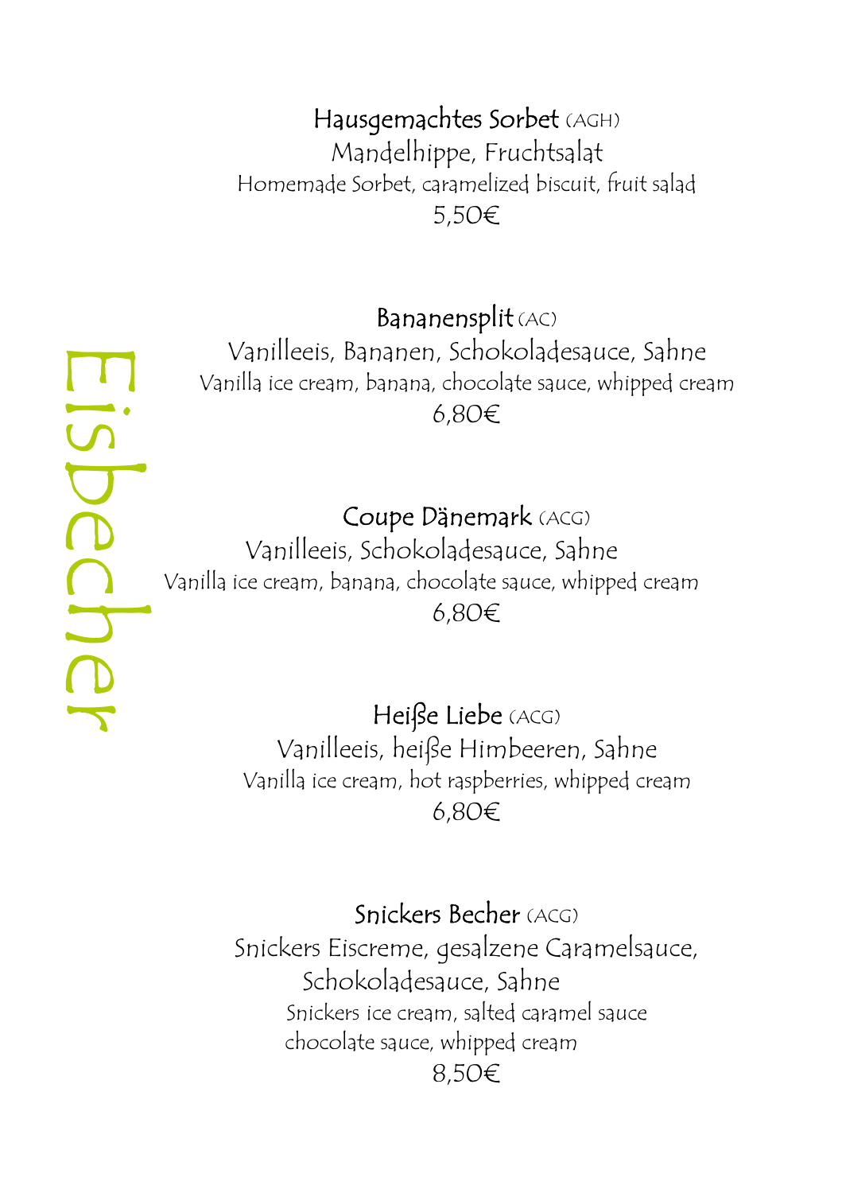# Eisbecher

**Hausgemachtes Sorbet** (AGH)
Mandelhippe, Fruchtsalat
Homemade Sorbet, caramelized biscuit, fruit salad
5,50€

**Bananensplit** (AC)
Vanilleeis, Bananen, Schokoladesauce, Sahne
Vanilla ice cream, banana, chocolate sauce, whipped cream
6,80€

**Coupe Dänemark** (ACG)
Vanilleeis, Schokoladesauce, Sahne
Vanilla ice cream, banana, chocolate sauce, whipped cream
6,80€

**Heiße Liebe** (ACG)
Vanilleeis, heiße Himbeeren, Sahne
Vanilla ice cream, hot raspberries, whipped cream
6,80€

**Snickers Becher** (ACG)
Snickers Eiscreme, gesalzene Caramelsauce,
Schokoladesauce, Sahne
Snickers ice cream, salted caramel sauce
chocolate sauce, whipped cream
8,50€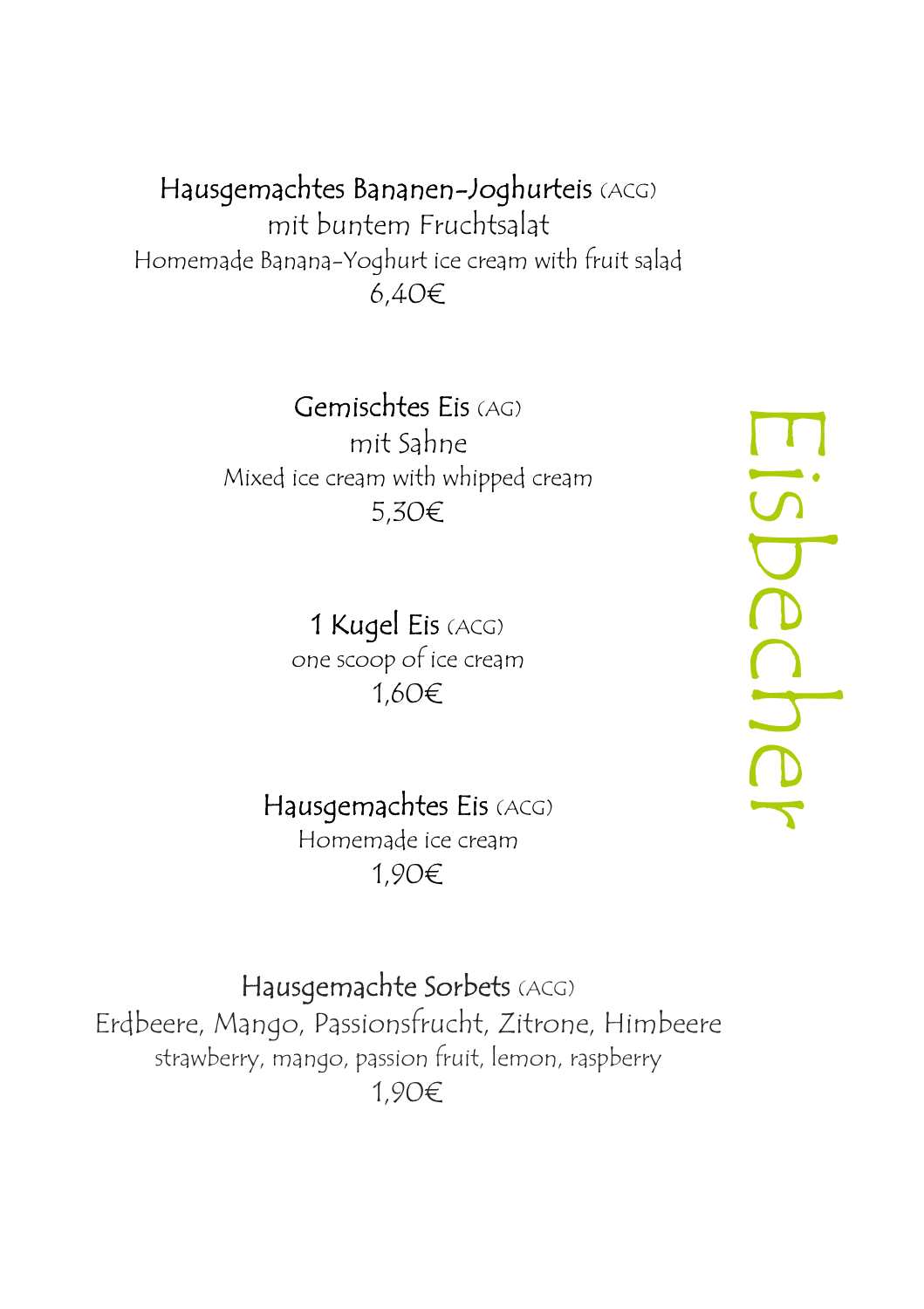# Eisbecher

**Hausgemachtes Bananen-Joghurteis** (ACG)
mit buntem Fruchtsalat
Homemade Banana-Yoghurt ice cream with fruit salad
6,40€

**Gemischtes Eis** (AG)
mit Sahne
Mixed ice cream with whipped cream
5,30€

**1 Kugel Eis** (ACG)
one scoop of ice cream
1,60€

**Hausgemachtes Eis** (ACG)
Homemade ice cream
1,90€

**Hausgemachte Sorbets** (ACG)
Erdbeere, Mango, Passionsfrucht, Zitrone, Himbeere
strawberry, mango, passion fruit, lemon, raspberry
1,90€